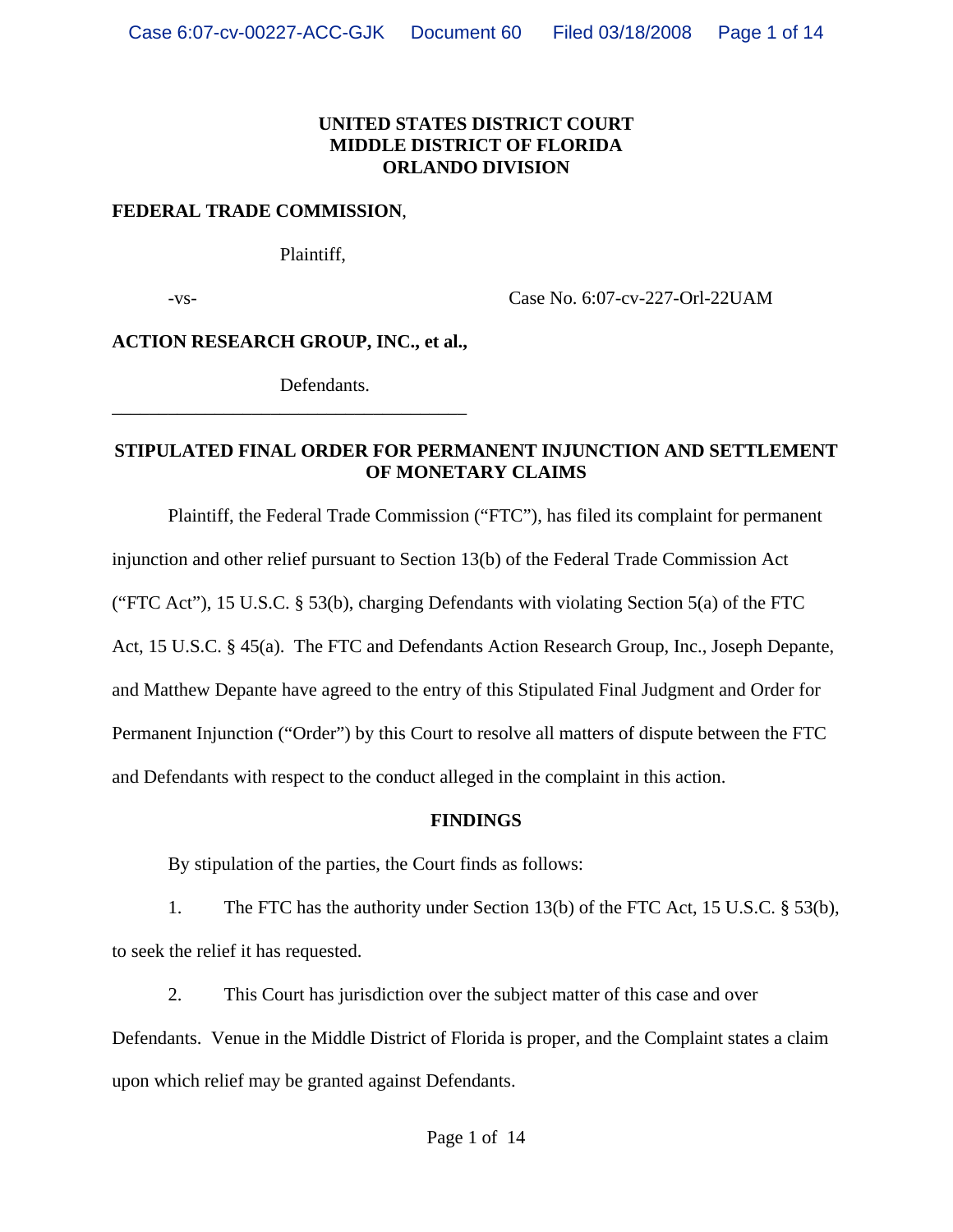**UNITED STATES DISTRICT COURT**
**MIDDLE DISTRICT OF FLORIDA**
**ORLANDO DIVISION**

**FEDERAL TRADE COMMISSION**,

Plaintiff,

-vs- Case No. 6:07-cv-227-Orl-22UAM

**ACTION RESEARCH GROUP, INC., et al.,**

Defendants.

______________________________________

## STIPULATED FINAL ORDER FOR PERMANENT INJUNCTION AND SETTLEMENT OF MONETARY CLAIMS

Plaintiff, the Federal Trade Commission ("FTC"), has filed its complaint for permanent injunction and other relief pursuant to Section 13(b) of the Federal Trade Commission Act ("FTC Act"), 15 U.S.C. § 53(b), charging Defendants with violating Section 5(a) of the FTC Act, 15 U.S.C. § 45(a). The FTC and Defendants Action Research Group, Inc., Joseph Depante, and Matthew Depante have agreed to the entry of this Stipulated Final Judgment and Order for Permanent Injunction ("Order") by this Court to resolve all matters of dispute between the FTC and Defendants with respect to the conduct alleged in the complaint in this action.

### FINDINGS

By stipulation of the parties, the Court finds as follows:

1. The FTC has the authority under Section 13(b) of the FTC Act, 15 U.S.C. § 53(b), to seek the relief it has requested.

2. This Court has jurisdiction over the subject matter of this case and over Defendants. Venue in the Middle District of Florida is proper, and the Complaint states a claim upon which relief may be granted against Defendants.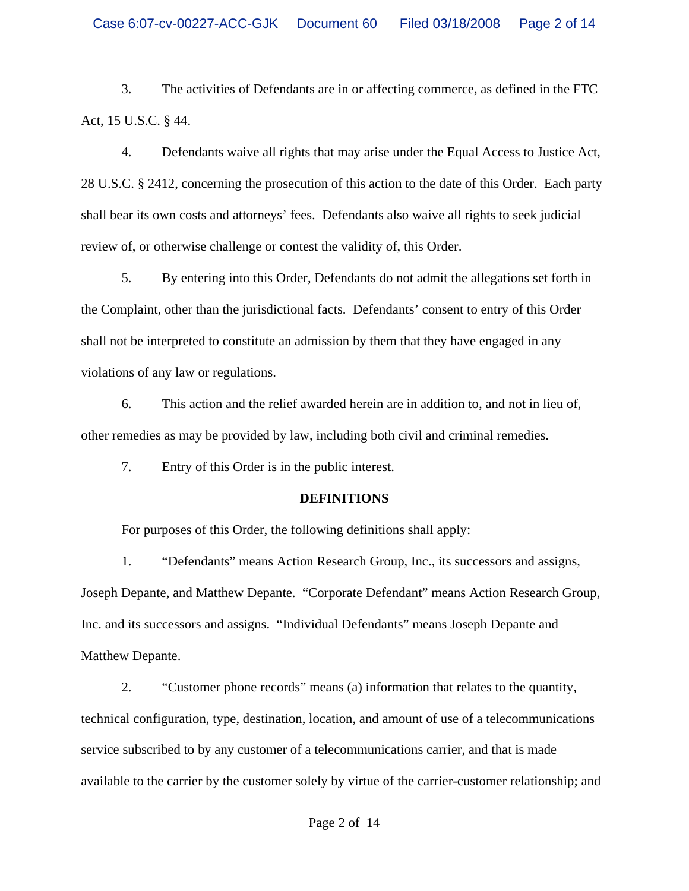3. The activities of Defendants are in or affecting commerce, as defined in the FTC Act, 15 U.S.C. § 44.

4. Defendants waive all rights that may arise under the Equal Access to Justice Act, 28 U.S.C. § 2412, concerning the prosecution of this action to the date of this Order. Each party shall bear its own costs and attorneys' fees. Defendants also waive all rights to seek judicial review of, or otherwise challenge or contest the validity of, this Order.

5. By entering into this Order, Defendants do not admit the allegations set forth in the Complaint, other than the jurisdictional facts. Defendants' consent to entry of this Order shall not be interpreted to constitute an admission by them that they have engaged in any violations of any law or regulations.

6. This action and the relief awarded herein are in addition to, and not in lieu of, other remedies as may be provided by law, including both civil and criminal remedies.

7. Entry of this Order is in the public interest.

**DEFINITIONS**

For purposes of this Order, the following definitions shall apply:

1. "Defendants" means Action Research Group, Inc., its successors and assigns, Joseph Depante, and Matthew Depante. "Corporate Defendant" means Action Research Group, Inc. and its successors and assigns. "Individual Defendants" means Joseph Depante and Matthew Depante.

2. "Customer phone records" means (a) information that relates to the quantity, technical configuration, type, destination, location, and amount of use of a telecommunications service subscribed to by any customer of a telecommunications carrier, and that is made available to the carrier by the customer solely by virtue of the carrier-customer relationship; and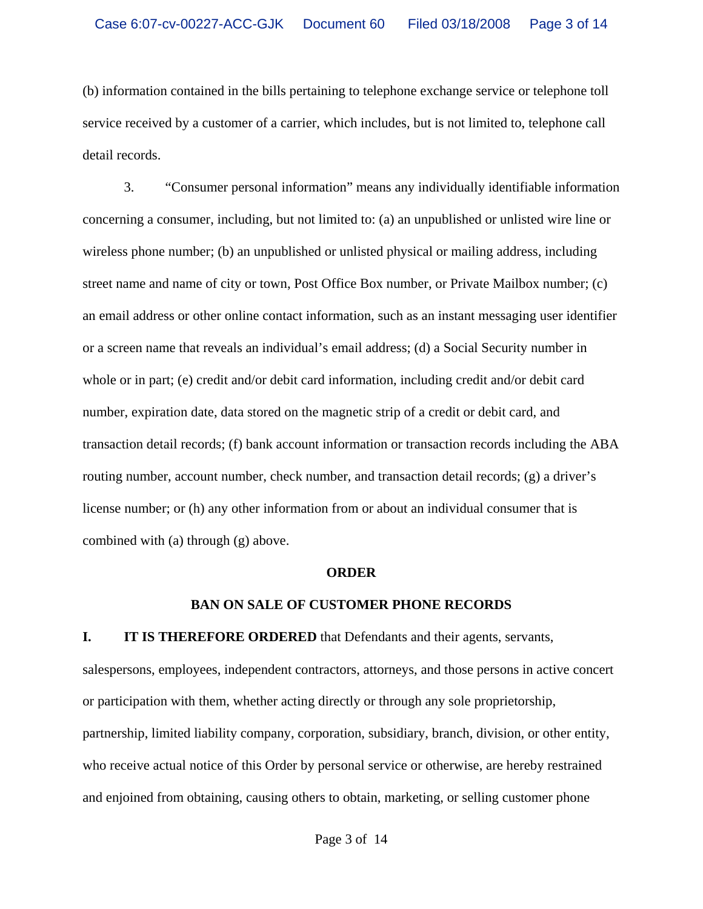(b) information contained in the bills pertaining to telephone exchange service or telephone toll service received by a customer of a carrier, which includes, but is not limited to, telephone call detail records.

3. "Consumer personal information" means any individually identifiable information concerning a consumer, including, but not limited to: (a) an unpublished or unlisted wire line or wireless phone number; (b) an unpublished or unlisted physical or mailing address, including street name and name of city or town, Post Office Box number, or Private Mailbox number; (c) an email address or other online contact information, such as an instant messaging user identifier or a screen name that reveals an individual's email address; (d) a Social Security number in whole or in part; (e) credit and/or debit card information, including credit and/or debit card number, expiration date, data stored on the magnetic strip of a credit or debit card, and transaction detail records; (f) bank account information or transaction records including the ABA routing number, account number, check number, and transaction detail records; (g) a driver's license number; or (h) any other information from or about an individual consumer that is combined with (a) through (g) above.

**ORDER**

**BAN ON SALE OF CUSTOMER PHONE RECORDS**

**I. IT IS THEREFORE ORDERED** that Defendants and their agents, servants, salespersons, employees, independent contractors, attorneys, and those persons in active concert or participation with them, whether acting directly or through any sole proprietorship, partnership, limited liability company, corporation, subsidiary, branch, division, or other entity, who receive actual notice of this Order by personal service or otherwise, are hereby restrained and enjoined from obtaining, causing others to obtain, marketing, or selling customer phone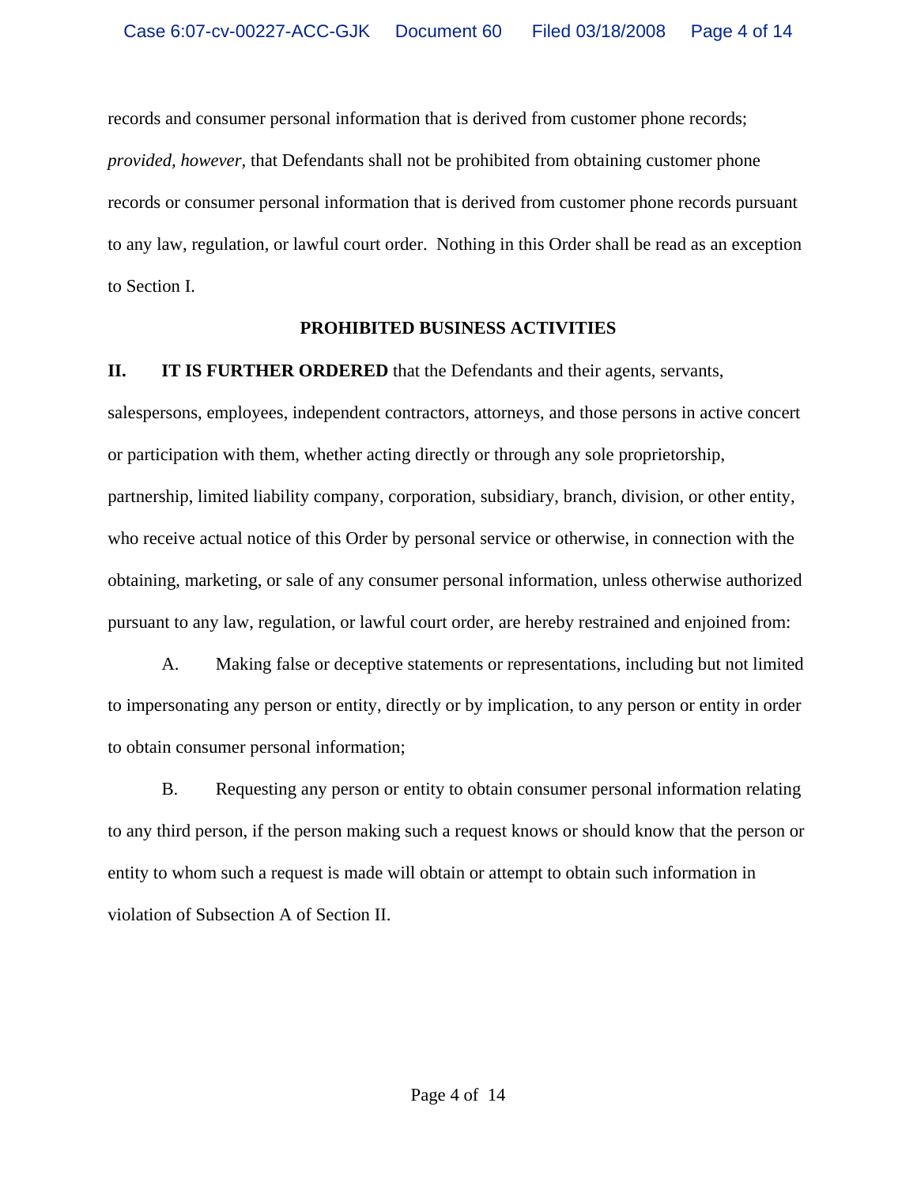records and consumer personal information that is derived from customer phone records; *provided, however,* that Defendants shall not be prohibited from obtaining customer phone records or consumer personal information that is derived from customer phone records pursuant to any law, regulation, or lawful court order. Nothing in this Order shall be read as an exception to Section I.

## PROHIBITED BUSINESS ACTIVITIES

**II. IT IS FURTHER ORDERED** that the Defendants and their agents, servants, salespersons, employees, independent contractors, attorneys, and those persons in active concert or participation with them, whether acting directly or through any sole proprietorship, partnership, limited liability company, corporation, subsidiary, branch, division, or other entity, who receive actual notice of this Order by personal service or otherwise, in connection with the obtaining, marketing, or sale of any consumer personal information, unless otherwise authorized pursuant to any law, regulation, or lawful court order, are hereby restrained and enjoined from:

A. Making false or deceptive statements or representations, including but not limited to impersonating any person or entity, directly or by implication, to any person or entity in order to obtain consumer personal information;

B. Requesting any person or entity to obtain consumer personal information relating to any third person, if the person making such a request knows or should know that the person or entity to whom such a request is made will obtain or attempt to obtain such information in violation of Subsection A of Section II.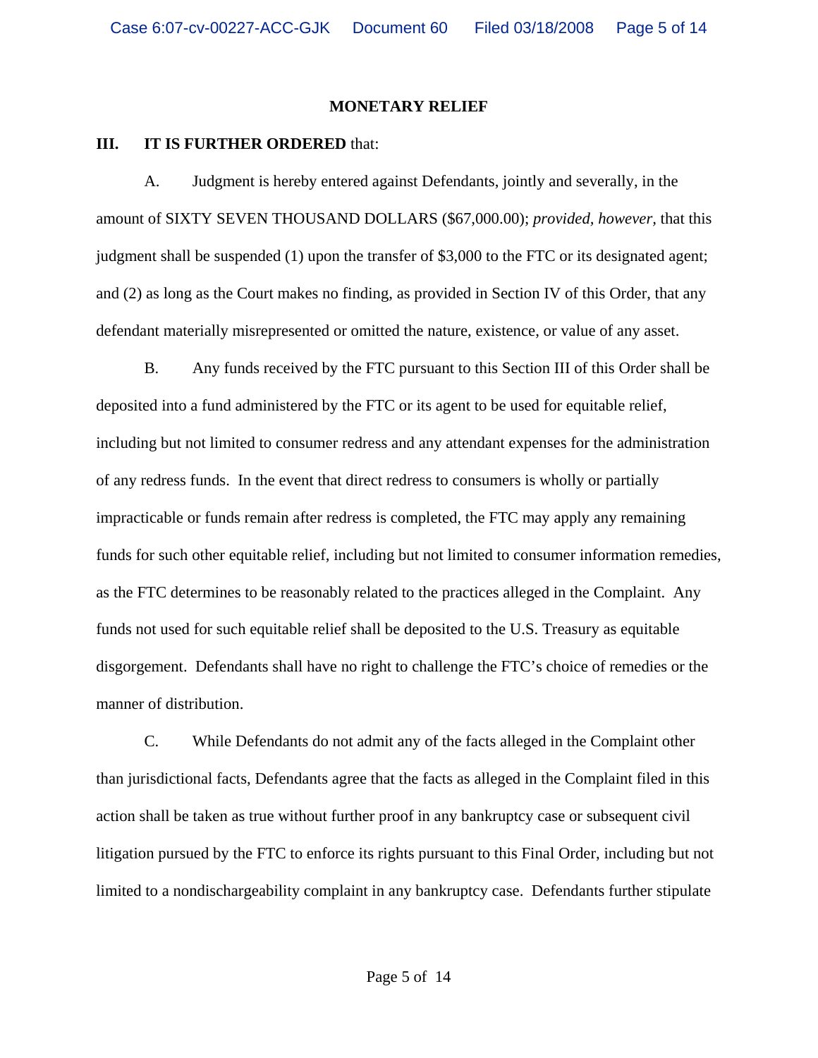## MONETARY RELIEF

**III. IT IS FURTHER ORDERED** that:

A. Judgment is hereby entered against Defendants, jointly and severally, in the amount of SIXTY SEVEN THOUSAND DOLLARS ($67,000.00); *provided, however,* that this judgment shall be suspended (1) upon the transfer of $3,000 to the FTC or its designated agent; and (2) as long as the Court makes no finding, as provided in Section IV of this Order, that any defendant materially misrepresented or omitted the nature, existence, or value of any asset.

B. Any funds received by the FTC pursuant to this Section III of this Order shall be deposited into a fund administered by the FTC or its agent to be used for equitable relief, including but not limited to consumer redress and any attendant expenses for the administration of any redress funds. In the event that direct redress to consumers is wholly or partially impracticable or funds remain after redress is completed, the FTC may apply any remaining funds for such other equitable relief, including but not limited to consumer information remedies, as the FTC determines to be reasonably related to the practices alleged in the Complaint. Any funds not used for such equitable relief shall be deposited to the U.S. Treasury as equitable disgorgement. Defendants shall have no right to challenge the FTC's choice of remedies or the manner of distribution.

C. While Defendants do not admit any of the facts alleged in the Complaint other than jurisdictional facts, Defendants agree that the facts as alleged in the Complaint filed in this action shall be taken as true without further proof in any bankruptcy case or subsequent civil litigation pursued by the FTC to enforce its rights pursuant to this Final Order, including but not limited to a nondischargeability complaint in any bankruptcy case. Defendants further stipulate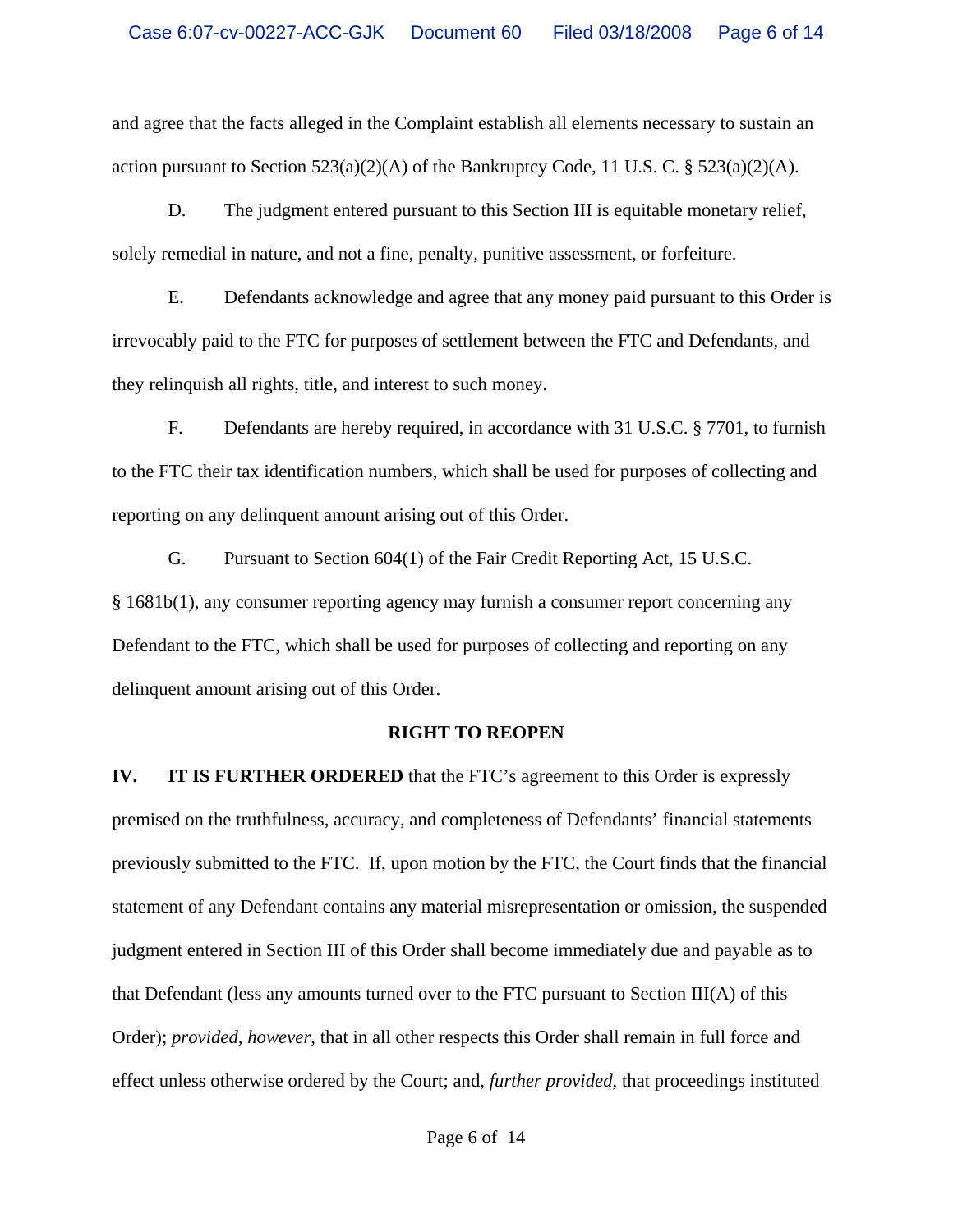and agree that the facts alleged in the Complaint establish all elements necessary to sustain an action pursuant to Section 523(a)(2)(A) of the Bankruptcy Code, 11 U.S. C. § 523(a)(2)(A).

D. The judgment entered pursuant to this Section III is equitable monetary relief, solely remedial in nature, and not a fine, penalty, punitive assessment, or forfeiture.

E. Defendants acknowledge and agree that any money paid pursuant to this Order is irrevocably paid to the FTC for purposes of settlement between the FTC and Defendants, and they relinquish all rights, title, and interest to such money.

F. Defendants are hereby required, in accordance with 31 U.S.C. § 7701, to furnish to the FTC their tax identification numbers, which shall be used for purposes of collecting and reporting on any delinquent amount arising out of this Order.

G. Pursuant to Section 604(1) of the Fair Credit Reporting Act, 15 U.S.C. § 1681b(1), any consumer reporting agency may furnish a consumer report concerning any Defendant to the FTC, which shall be used for purposes of collecting and reporting on any delinquent amount arising out of this Order.

## RIGHT TO REOPEN

**IV. IT IS FURTHER ORDERED** that the FTC's agreement to this Order is expressly premised on the truthfulness, accuracy, and completeness of Defendants' financial statements previously submitted to the FTC. If, upon motion by the FTC, the Court finds that the financial statement of any Defendant contains any material misrepresentation or omission, the suspended judgment entered in Section III of this Order shall become immediately due and payable as to that Defendant (less any amounts turned over to the FTC pursuant to Section III(A) of this Order); *provided, however,* that in all other respects this Order shall remain in full force and effect unless otherwise ordered by the Court; and, *further provided*, that proceedings instituted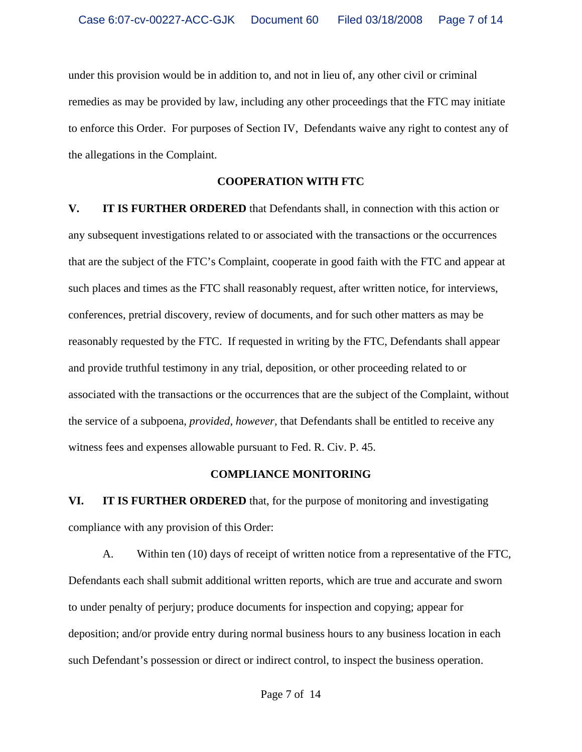under this provision would be in addition to, and not in lieu of, any other civil or criminal remedies as may be provided by law, including any other proceedings that the FTC may initiate to enforce this Order. For purposes of Section IV, Defendants waive any right to contest any of the allegations in the Complaint.

## COOPERATION WITH FTC

**V. IT IS FURTHER ORDERED** that Defendants shall, in connection with this action or any subsequent investigations related to or associated with the transactions or the occurrences that are the subject of the FTC's Complaint, cooperate in good faith with the FTC and appear at such places and times as the FTC shall reasonably request, after written notice, for interviews, conferences, pretrial discovery, review of documents, and for such other matters as may be reasonably requested by the FTC. If requested in writing by the FTC, Defendants shall appear and provide truthful testimony in any trial, deposition, or other proceeding related to or associated with the transactions or the occurrences that are the subject of the Complaint, without the service of a subpoena, *provided, however,* that Defendants shall be entitled to receive any witness fees and expenses allowable pursuant to Fed. R. Civ. P. 45.

## COMPLIANCE MONITORING

**VI. IT IS FURTHER ORDERED** that, for the purpose of monitoring and investigating compliance with any provision of this Order:

A. Within ten (10) days of receipt of written notice from a representative of the FTC, Defendants each shall submit additional written reports, which are true and accurate and sworn to under penalty of perjury; produce documents for inspection and copying; appear for deposition; and/or provide entry during normal business hours to any business location in each such Defendant's possession or direct or indirect control, to inspect the business operation.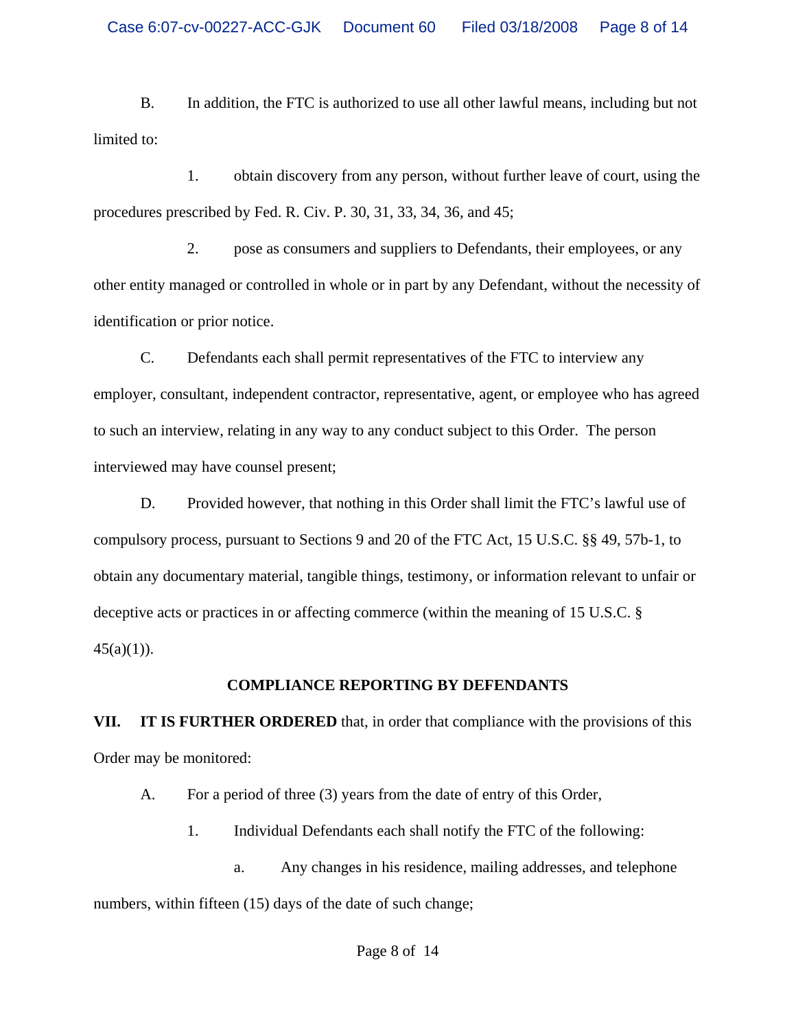B. In addition, the FTC is authorized to use all other lawful means, including but not limited to:

1. obtain discovery from any person, without further leave of court, using the procedures prescribed by Fed. R. Civ. P. 30, 31, 33, 34, 36, and 45;

2. pose as consumers and suppliers to Defendants, their employees, or any other entity managed or controlled in whole or in part by any Defendant, without the necessity of identification or prior notice.

C. Defendants each shall permit representatives of the FTC to interview any employer, consultant, independent contractor, representative, agent, or employee who has agreed to such an interview, relating in any way to any conduct subject to this Order. The person interviewed may have counsel present;

D. Provided however, that nothing in this Order shall limit the FTC's lawful use of compulsory process, pursuant to Sections 9 and 20 of the FTC Act, 15 U.S.C. §§ 49, 57b-1, to obtain any documentary material, tangible things, testimony, or information relevant to unfair or deceptive acts or practices in or affecting commerce (within the meaning of 15 U.S.C. § 45(a)(1)).

**COMPLIANCE REPORTING BY DEFENDANTS**

**VII. IT IS FURTHER ORDERED** that, in order that compliance with the provisions of this Order may be monitored:

A. For a period of three (3) years from the date of entry of this Order,

1. Individual Defendants each shall notify the FTC of the following:

a. Any changes in his residence, mailing addresses, and telephone numbers, within fifteen (15) days of the date of such change;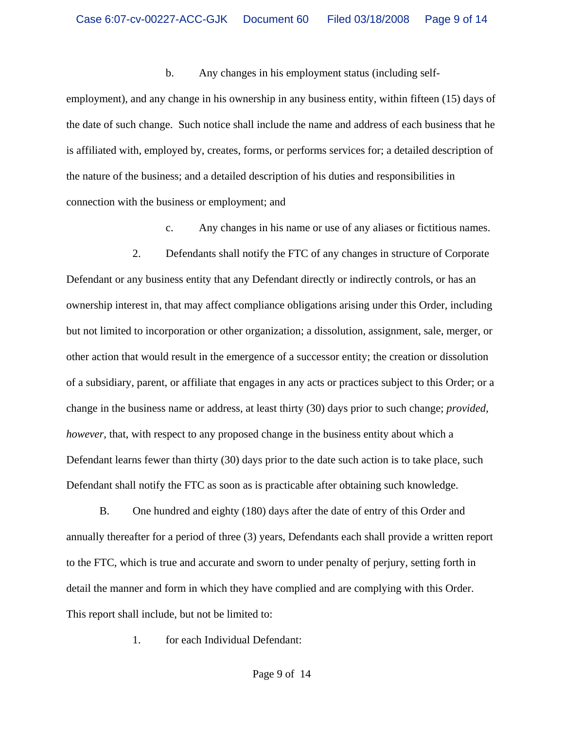b. Any changes in his employment status (including self-employment), and any change in his ownership in any business entity, within fifteen (15) days of the date of such change. Such notice shall include the name and address of each business that he is affiliated with, employed by, creates, forms, or performs services for; a detailed description of the nature of the business; and a detailed description of his duties and responsibilities in connection with the business or employment; and

c. Any changes in his name or use of any aliases or fictitious names.

2. Defendants shall notify the FTC of any changes in structure of Corporate Defendant or any business entity that any Defendant directly or indirectly controls, or has an ownership interest in, that may affect compliance obligations arising under this Order, including but not limited to incorporation or other organization; a dissolution, assignment, sale, merger, or other action that would result in the emergence of a successor entity; the creation or dissolution of a subsidiary, parent, or affiliate that engages in any acts or practices subject to this Order; or a change in the business name or address, at least thirty (30) days prior to such change; *provided, however,* that, with respect to any proposed change in the business entity about which a Defendant learns fewer than thirty (30) days prior to the date such action is to take place, such Defendant shall notify the FTC as soon as is practicable after obtaining such knowledge.

B. One hundred and eighty (180) days after the date of entry of this Order and annually thereafter for a period of three (3) years, Defendants each shall provide a written report to the FTC, which is true and accurate and sworn to under penalty of perjury, setting forth in detail the manner and form in which they have complied and are complying with this Order. This report shall include, but not be limited to:

1. for each Individual Defendant: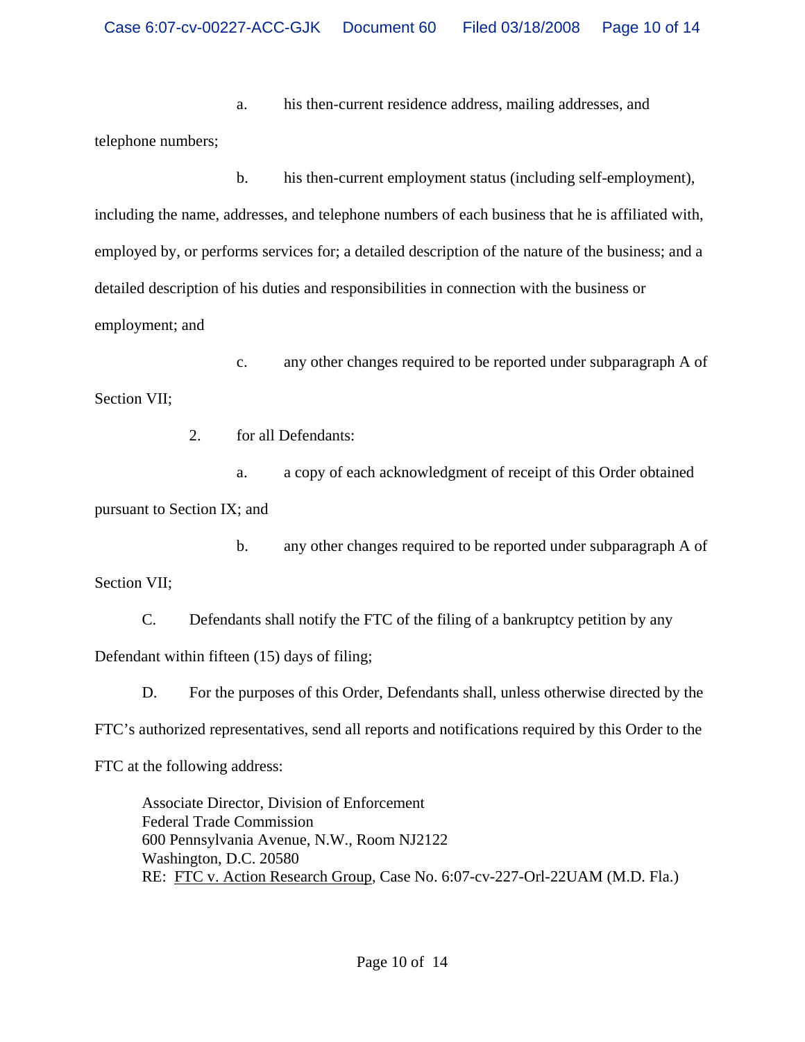a. his then-current residence address, mailing addresses, and telephone numbers;

b. his then-current employment status (including self-employment), including the name, addresses, and telephone numbers of each business that he is affiliated with, employed by, or performs services for; a detailed description of the nature of the business; and a detailed description of his duties and responsibilities in connection with the business or employment; and

c. any other changes required to be reported under subparagraph A of Section VII;

2. for all Defendants:

a. a copy of each acknowledgment of receipt of this Order obtained pursuant to Section IX; and

b. any other changes required to be reported under subparagraph A of Section VII;

C. Defendants shall notify the FTC of the filing of a bankruptcy petition by any Defendant within fifteen (15) days of filing;

D. For the purposes of this Order, Defendants shall, unless otherwise directed by the FTC's authorized representatives, send all reports and notifications required by this Order to the FTC at the following address:

Associate Director, Division of Enforcement
Federal Trade Commission
600 Pennsylvania Avenue, N.W., Room NJ2122
Washington, D.C. 20580
RE: FTC v. Action Research Group, Case No. 6:07-cv-227-Orl-22UAM (M.D. Fla.)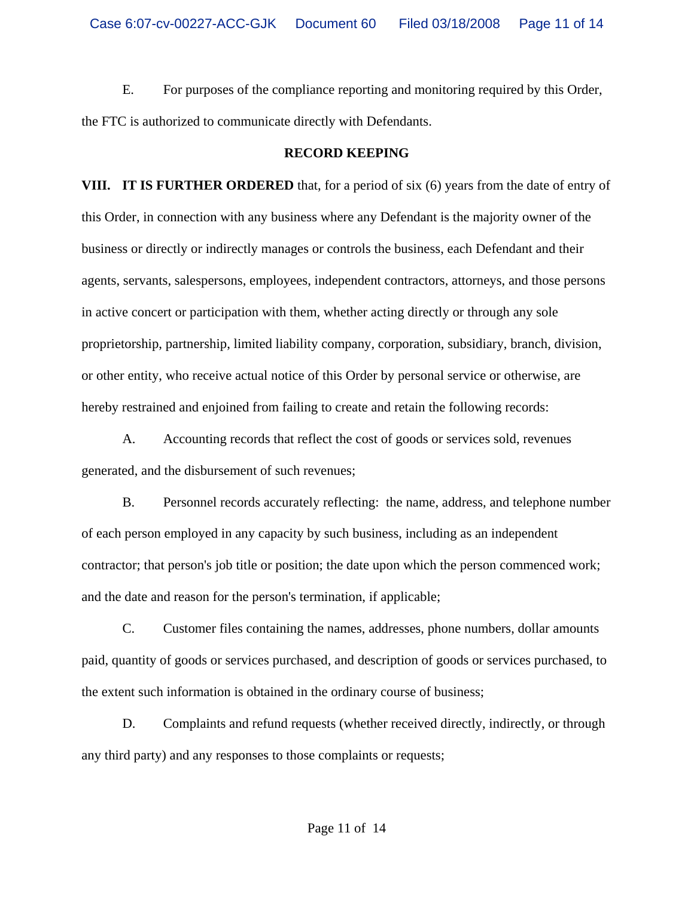E. For purposes of the compliance reporting and monitoring required by this Order, the FTC is authorized to communicate directly with Defendants.

**RECORD KEEPING**

**VIII. IT IS FURTHER ORDERED** that, for a period of six (6) years from the date of entry of this Order, in connection with any business where any Defendant is the majority owner of the business or directly or indirectly manages or controls the business, each Defendant and their agents, servants, salespersons, employees, independent contractors, attorneys, and those persons in active concert or participation with them, whether acting directly or through any sole proprietorship, partnership, limited liability company, corporation, subsidiary, branch, division, or other entity, who receive actual notice of this Order by personal service or otherwise, are hereby restrained and enjoined from failing to create and retain the following records:

A. Accounting records that reflect the cost of goods or services sold, revenues generated, and the disbursement of such revenues;

B. Personnel records accurately reflecting: the name, address, and telephone number of each person employed in any capacity by such business, including as an independent contractor; that person's job title or position; the date upon which the person commenced work; and the date and reason for the person's termination, if applicable;

C. Customer files containing the names, addresses, phone numbers, dollar amounts paid, quantity of goods or services purchased, and description of goods or services purchased, to the extent such information is obtained in the ordinary course of business;

D. Complaints and refund requests (whether received directly, indirectly, or through any third party) and any responses to those complaints or requests;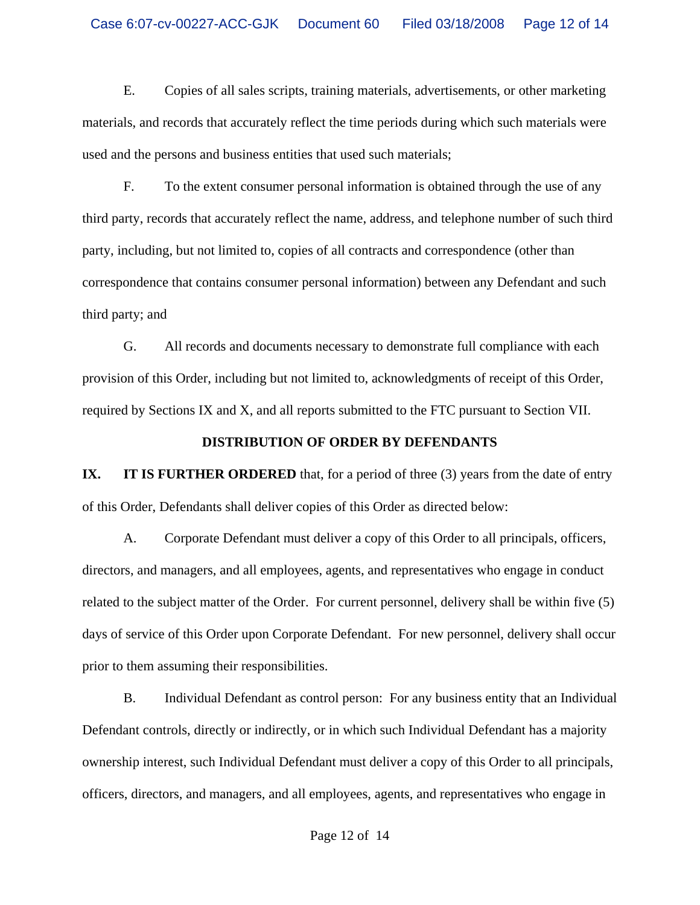E. Copies of all sales scripts, training materials, advertisements, or other marketing materials, and records that accurately reflect the time periods during which such materials were used and the persons and business entities that used such materials;

F. To the extent consumer personal information is obtained through the use of any third party, records that accurately reflect the name, address, and telephone number of such third party, including, but not limited to, copies of all contracts and correspondence (other than correspondence that contains consumer personal information) between any Defendant and such third party; and

G. All records and documents necessary to demonstrate full compliance with each provision of this Order, including but not limited to, acknowledgments of receipt of this Order, required by Sections IX and X, and all reports submitted to the FTC pursuant to Section VII.

## DISTRIBUTION OF ORDER BY DEFENDANTS

**IX. IT IS FURTHER ORDERED** that, for a period of three (3) years from the date of entry of this Order, Defendants shall deliver copies of this Order as directed below:

A. Corporate Defendant must deliver a copy of this Order to all principals, officers, directors, and managers, and all employees, agents, and representatives who engage in conduct related to the subject matter of the Order. For current personnel, delivery shall be within five (5) days of service of this Order upon Corporate Defendant. For new personnel, delivery shall occur prior to them assuming their responsibilities.

B. Individual Defendant as control person: For any business entity that an Individual Defendant controls, directly or indirectly, or in which such Individual Defendant has a majority ownership interest, such Individual Defendant must deliver a copy of this Order to all principals, officers, directors, and managers, and all employees, agents, and representatives who engage in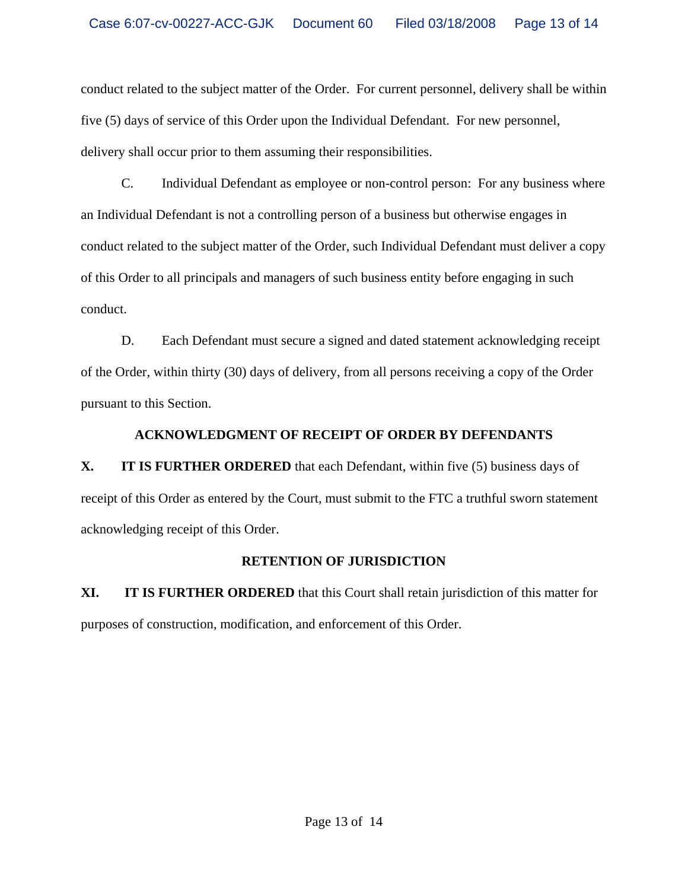conduct related to the subject matter of the Order. For current personnel, delivery shall be within five (5) days of service of this Order upon the Individual Defendant. For new personnel, delivery shall occur prior to them assuming their responsibilities.

C. Individual Defendant as employee or non-control person: For any business where an Individual Defendant is not a controlling person of a business but otherwise engages in conduct related to the subject matter of the Order, such Individual Defendant must deliver a copy of this Order to all principals and managers of such business entity before engaging in such conduct.

D. Each Defendant must secure a signed and dated statement acknowledging receipt of the Order, within thirty (30) days of delivery, from all persons receiving a copy of the Order pursuant to this Section.

**ACKNOWLEDGMENT OF RECEIPT OF ORDER BY DEFENDANTS**

**X. IT IS FURTHER ORDERED** that each Defendant, within five (5) business days of receipt of this Order as entered by the Court, must submit to the FTC a truthful sworn statement acknowledging receipt of this Order.

**RETENTION OF JURISDICTION**

**XI. IT IS FURTHER ORDERED** that this Court shall retain jurisdiction of this matter for purposes of construction, modification, and enforcement of this Order.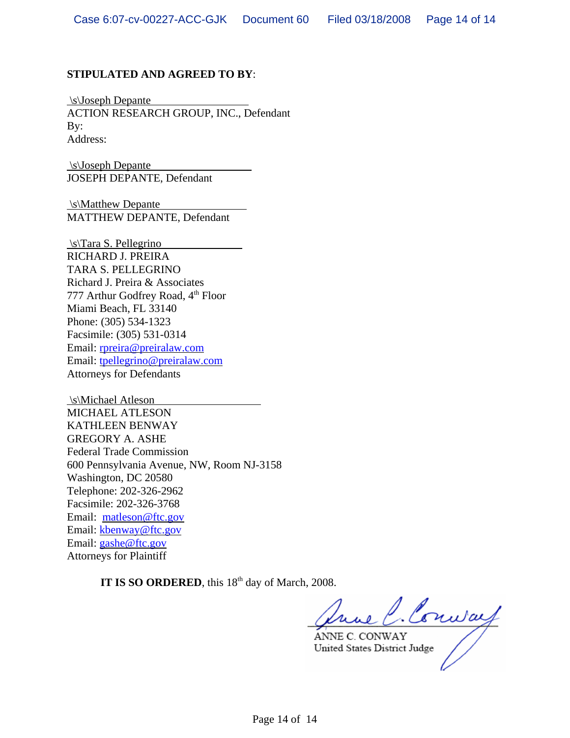**STIPULATED AND AGREED TO BY**:

\s\Joseph Depante
ACTION RESEARCH GROUP, INC., Defendant
By:
Address:

\s\Joseph Depante
JOSEPH DEPANTE, Defendant

\s\Matthew Depante
MATTHEW DEPANTE, Defendant

\s\Tara S. Pellegrino
RICHARD J. PREIRA
TARA S. PELLEGRINO
Richard J. Preira & Associates
777 Arthur Godfrey Road, 4th Floor
Miami Beach, FL 33140
Phone: (305) 534-1323
Facsimile: (305) 531-0314
Email: rpreira@preiralaw.com
Email: tpellegrino@preiralaw.com
Attorneys for Defendants

\s\Michael Atleson
MICHAEL ATLESON
KATHLEEN BENWAY
GREGORY A. ASHE
Federal Trade Commission
600 Pennsylvania Avenue, NW, Room NJ-3158
Washington, DC 20580
Telephone: 202-326-2962
Facsimile: 202-326-3768
Email: matleson@ftc.gov
Email: kbenway@ftc.gov
Email: gashe@ftc.gov
Attorneys for Plaintiff

**IT IS SO ORDERED**, this 18th day of March, 2008.

Anne C. Conway
ANNE C. CONWAY
United States District Judge